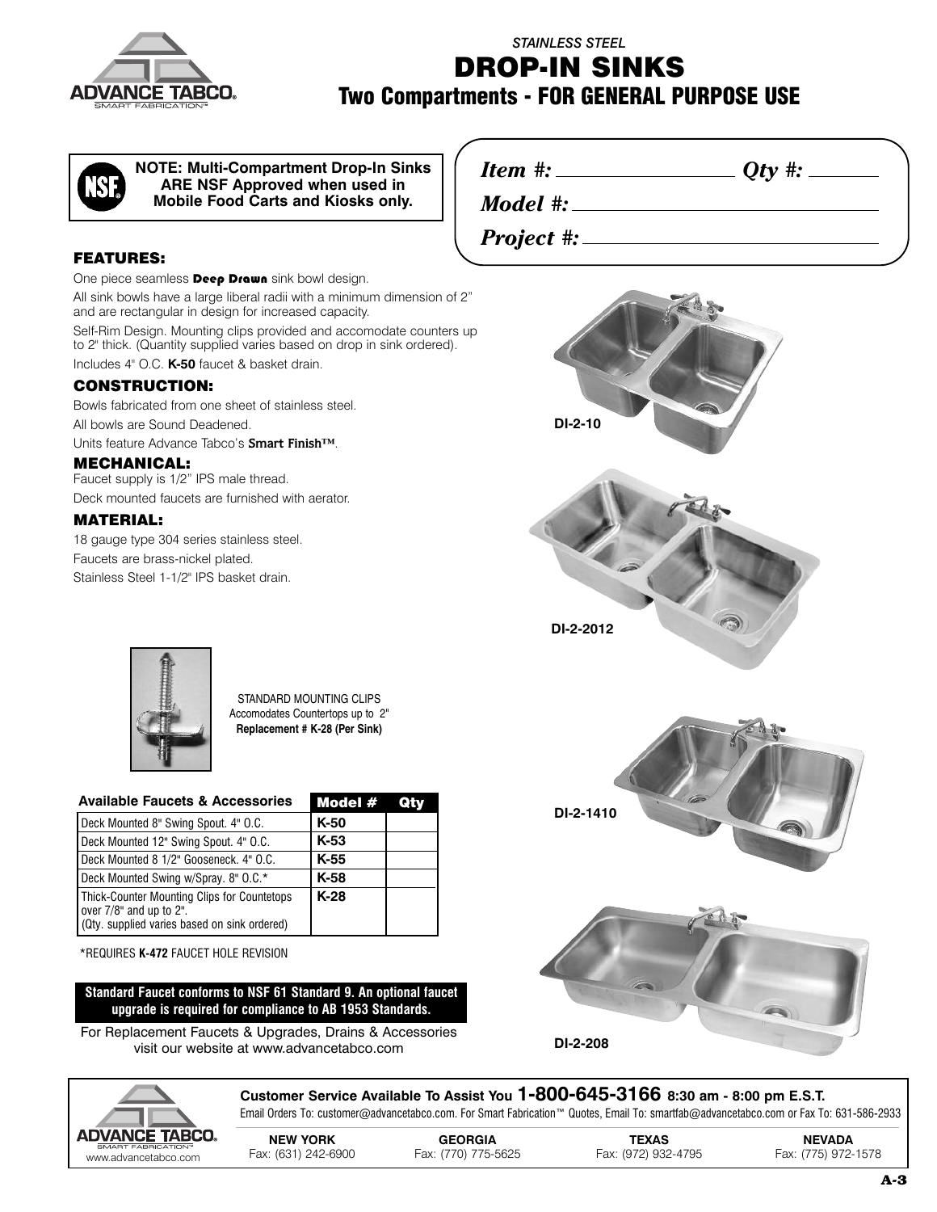*STAINLESS STEEL*

# DROP-IN SINKS

## Two Compartments - FOR GENERAL PURPOSE USE

**NOTE: Multi-Compartment Drop-In Sinks ARE NSF Approved when used in Mobile Food Carts and Kiosks only.**

*Item #:* ________________ *Qty #:* ________

*Model #:* ________________

*Project #:* ________________

### FEATURES:

One piece seamless **Deep Drawn** sink bowl design.

All sink bowls have a large liberal radii with a minimum dimension of 2" and are rectangular in design for increased capacity.

Self-Rim Design. Mounting clips provided and accomodate counters up to 2" thick. (Quantity supplied varies based on drop in sink ordered).

Includes 4" O.C. **K-50** faucet & basket drain.

### CONSTRUCTION:

Bowls fabricated from one sheet of stainless steel.

All bowls are Sound Deadened.

Units feature Advance Tabco's **Smart Finish™**.

### MECHANICAL:

Faucet supply is 1/2" IPS male thread.

Deck mounted faucets are furnished with aerator.

### MATERIAL:

18 gauge type 304 series stainless steel.

Faucets are brass-nickel plated.

Stainless Steel 1-1/2" IPS basket drain.

STANDARD MOUNTING CLIPS
Accomodates Countertops up to 2"
**Replacement # K-28 (Per Sink)**

| Available Faucets & Accessories | Model # | Qty |
|---|---|---|
| Deck Mounted 8" Swing Spout. 4" O.C. | K-50 | |
| Deck Mounted 12" Swing Spout. 4" O.C. | K-53 | |
| Deck Mounted 8 1/2" Gooseneck. 4" O.C. | K-55 | |
| Deck Mounted Swing w/Spray. 8" O.C.* | K-58 | |
| Thick-Counter Mounting Clips for Countetops over 7/8" and up to 2". (Qty. supplied varies based on sink ordered) | K-28 | |

*REQUIRES **K-472** FAUCET HOLE REVISION

**Standard Faucet conforms to NSF 61 Standard 9. An optional faucet upgrade is required for compliance to AB 1953 Standards.**

For Replacement Faucets & Upgrades, Drains & Accessories visit our website at www.advancetabco.com

DI-2-10

DI-2-2012

DI-2-1410

DI-2-208

**Customer Service Available To Assist You 1-800-645-3166 8:30 am - 8:00 pm E.S.T.**

Email Orders To: customer@advancetabco.com. For Smart Fabrication™ Quotes, Email To: smartfab@advancetabco.com or Fax To: 631-586-2933

| NEW YORK | GEORGIA | TEXAS | NEVADA |
|---|---|---|---|
| Fax: (631) 242-6900 | Fax: (770) 775-5625 | Fax: (972) 932-4795 | Fax: (775) 972-1578 |

www.advancetabco.com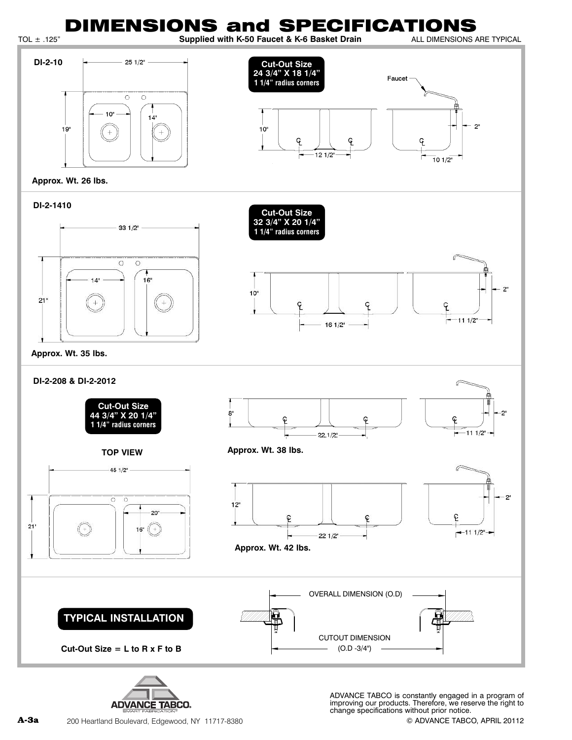# DIMENSIONS and SPECIFICATIONS

TOL ± .125"

**Supplied with K-50 Faucet & K-6 Basket Drain**

ALL DIMENSIONS ARE TYPICAL

**DI-2-10**

25 1/2"

19"

10"

14"

**Cut-Out Size**
**24 3/4" X 18 1/4"**
**1 1/4" radius corners**

Faucet

10"

12 1/2"

2"

10 1/2"

**Approx. Wt. 26 lbs.**

**DI-2-1410**

33 1/2"

21"

14"

16"

**Cut-Out Size**
**32 3/4" X 20 1/4"**
**1 1/4" radius corners**

10"

16 1/2"

2"

11 1/2"

**Approx. Wt. 35 lbs.**

**DI-2-208 & DI-2-2012**

**Cut-Out Size**
**44 3/4" X 20 1/4"**
**1 1/4" radius corners**

8"

22 1/2"

2"

11 1/2"

**Approx. Wt. 38 lbs.**

**TOP VIEW**

45 1/2"

21"

20"

16"

12"

22 1/2"

2"

11 1/2"

**Approx. Wt. 42 lbs.**

**TYPICAL INSTALLATION**

OVERALL DIMENSION (O.D)

CUTOUT DIMENSION
(O.D -3/4")

**Cut-Out Size = L to R x F to B**

ADVANCE TABCO is constantly engaged in a program of improving our products. Therefore, we reserve the right to change specifications without prior notice.

ADVANCE TABCO. SMART FABRICATION™

200 Heartland Boulevard, Edgewood, NY 11717-8380

© ADVANCE TABCO, APRIL 20112